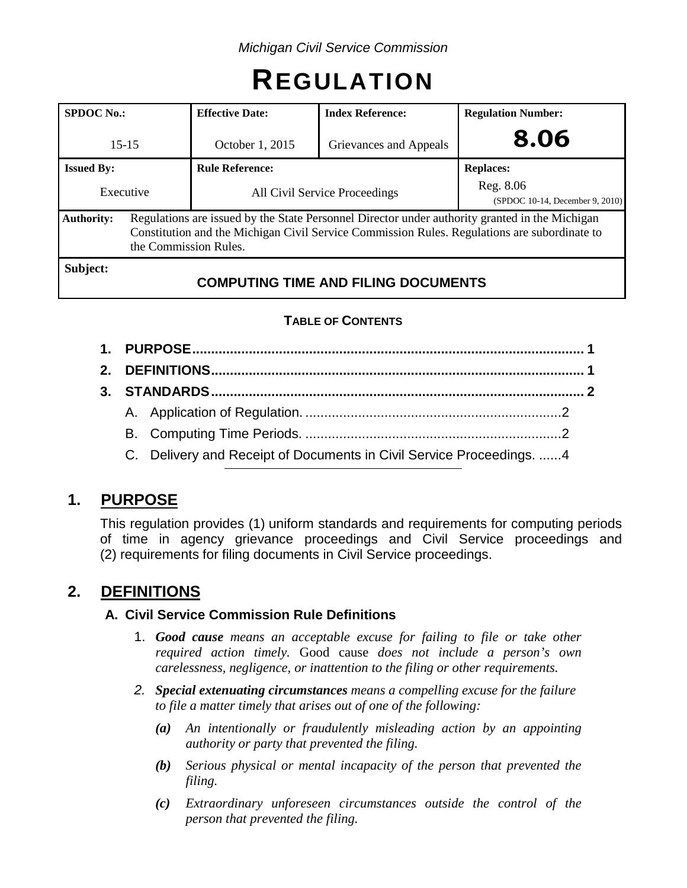*Michigan Civil Service Commission*

# REGULATION

| SPDOC No.: | Effective Date: | Index Reference: | Regulation Number: |
|---|---|---|---|
| 15-15 | October 1, 2015 | Grievances and Appeals | **8.06** |
| **Issued By:** | **Rule Reference:** | | **Replaces:** |
| Executive | All Civil Service Proceedings | | Reg. 8.06 (SPDOC 10-14, December 9, 2010) |

**Authority:** Regulations are issued by the State Personnel Director under authority granted in the Michigan Constitution and the Michigan Civil Service Commission Rules. Regulations are subordinate to the Commission Rules.

**Subject:**

**COMPUTING TIME AND FILING DOCUMENTS**

**TABLE OF CONTENTS**

1. **PURPOSE** ........ 1
2. **DEFINITIONS** ........ 1
3. **STANDARDS** ........ 2
   - A. Application of Regulation. ........ 2
   - B. Computing Time Periods. ........ 2
   - C. Delivery and Receipt of Documents in Civil Service Proceedings. ........ 4

## 1. PURPOSE

This regulation provides (1) uniform standards and requirements for computing periods of time in agency grievance proceedings and Civil Service proceedings and (2) requirements for filing documents in Civil Service proceedings.

## 2. DEFINITIONS

### A. Civil Service Commission Rule Definitions

1. ***Good cause*** *means an acceptable excuse for failing to file or take other required action timely.* Good cause *does not include a person's own carelessness, negligence, or inattention to the filing or other requirements.*

2. ***Special extenuating circumstances*** *means a compelling excuse for the failure to file a matter timely that arises out of one of the following:*

   ***(a)*** *An intentionally or fraudulently misleading action by an appointing authority or party that prevented the filing.*

   ***(b)*** *Serious physical or mental incapacity of the person that prevented the filing.*

   ***(c)*** *Extraordinary unforeseen circumstances outside the control of the person that prevented the filing.*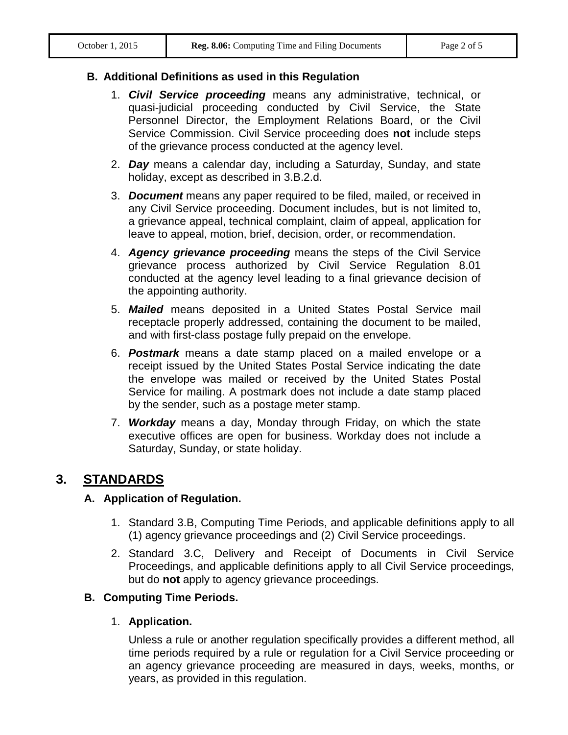### B. Additional Definitions as used in this Regulation

1. ***Civil Service proceeding*** means any administrative, technical, or quasi-judicial proceeding conducted by Civil Service, the State Personnel Director, the Employment Relations Board, or the Civil Service Commission. Civil Service proceeding does **not** include steps of the grievance process conducted at the agency level.
2. ***Day*** means a calendar day, including a Saturday, Sunday, and state holiday, except as described in 3.B.2.d.
3. ***Document*** means any paper required to be filed, mailed, or received in any Civil Service proceeding. Document includes, but is not limited to, a grievance appeal, technical complaint, claim of appeal, application for leave to appeal, motion, brief, decision, order, or recommendation.
4. ***Agency grievance proceeding*** means the steps of the Civil Service grievance process authorized by Civil Service Regulation 8.01 conducted at the agency level leading to a final grievance decision of the appointing authority.
5. ***Mailed*** means deposited in a United States Postal Service mail receptacle properly addressed, containing the document to be mailed, and with first-class postage fully prepaid on the envelope.
6. ***Postmark*** means a date stamp placed on a mailed envelope or a receipt issued by the United States Postal Service indicating the date the envelope was mailed or received by the United States Postal Service for mailing. A postmark does not include a date stamp placed by the sender, such as a postage meter stamp.
7. ***Workday*** means a day, Monday through Friday, on which the state executive offices are open for business. Workday does not include a Saturday, Sunday, or state holiday.

## 3. STANDARDS

### A. Application of Regulation.

1. Standard 3.B, Computing Time Periods, and applicable definitions apply to all (1) agency grievance proceedings and (2) Civil Service proceedings.
2. Standard 3.C, Delivery and Receipt of Documents in Civil Service Proceedings, and applicable definitions apply to all Civil Service proceedings, but do **not** apply to agency grievance proceedings.

### B. Computing Time Periods.

1. **Application.**

   Unless a rule or another regulation specifically provides a different method, all time periods required by a rule or regulation for a Civil Service proceeding or an agency grievance proceeding are measured in days, weeks, months, or years, as provided in this regulation.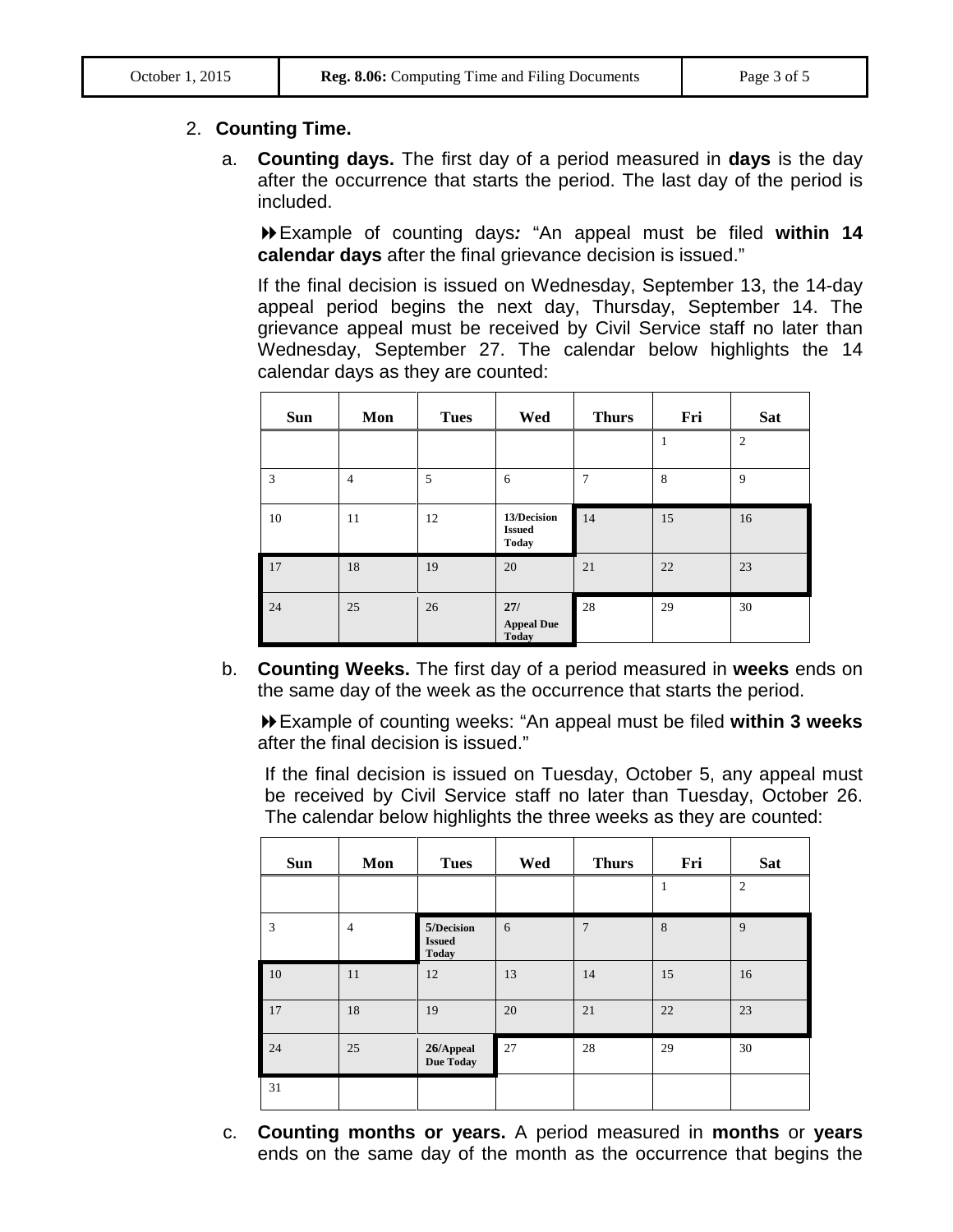2. **Counting Time.**

   a. **Counting days.** The first day of a period measured in **days** is the day after the occurrence that starts the period. The last day of the period is included.

   ⏩Example of counting days*:* "An appeal must be filed **within 14 calendar days** after the final grievance decision is issued."

   If the final decision is issued on Wednesday, September 13, the 14-day appeal period begins the next day, Thursday, September 14. The grievance appeal must be received by Civil Service staff no later than Wednesday, September 27. The calendar below highlights the 14 calendar days as they are counted:

| Sun | Mon | Tues | Wed | Thurs | Fri | Sat |
|---|---|---|---|---|---|---|
| | | | | | 1 | 2 |
| 3 | 4 | 5 | 6 | 7 | 8 | 9 |
| 10 | 11 | 12 | **13/Decision Issued Today** | 14 | 15 | 16 |
| 17 | 18 | 19 | 20 | 21 | 22 | 23 |
| 24 | 25 | 26 | **27/ Appeal Due Today** | 28 | 29 | 30 |

   b. **Counting Weeks.** The first day of a period measured in **weeks** ends on the same day of the week as the occurrence that starts the period.

   ⏩Example of counting weeks: "An appeal must be filed **within 3 weeks** after the final decision is issued."

   If the final decision is issued on Tuesday, October 5, any appeal must be received by Civil Service staff no later than Tuesday, October 26. The calendar below highlights the three weeks as they are counted:

| Sun | Mon | Tues | Wed | Thurs | Fri | Sat |
|---|---|---|---|---|---|---|
| | | | | | 1 | 2 |
| 3 | 4 | **5/Decision Issued Today** | 6 | 7 | 8 | 9 |
| 10 | 11 | 12 | 13 | 14 | 15 | 16 |
| 17 | 18 | 19 | 20 | 21 | 22 | 23 |
| 24 | 25 | **26/Appeal Due Today** | 27 | 28 | 29 | 30 |
| 31 | | | | | | |

   c. **Counting months or years.** A period measured in **months** or **years** ends on the same day of the month as the occurrence that begins the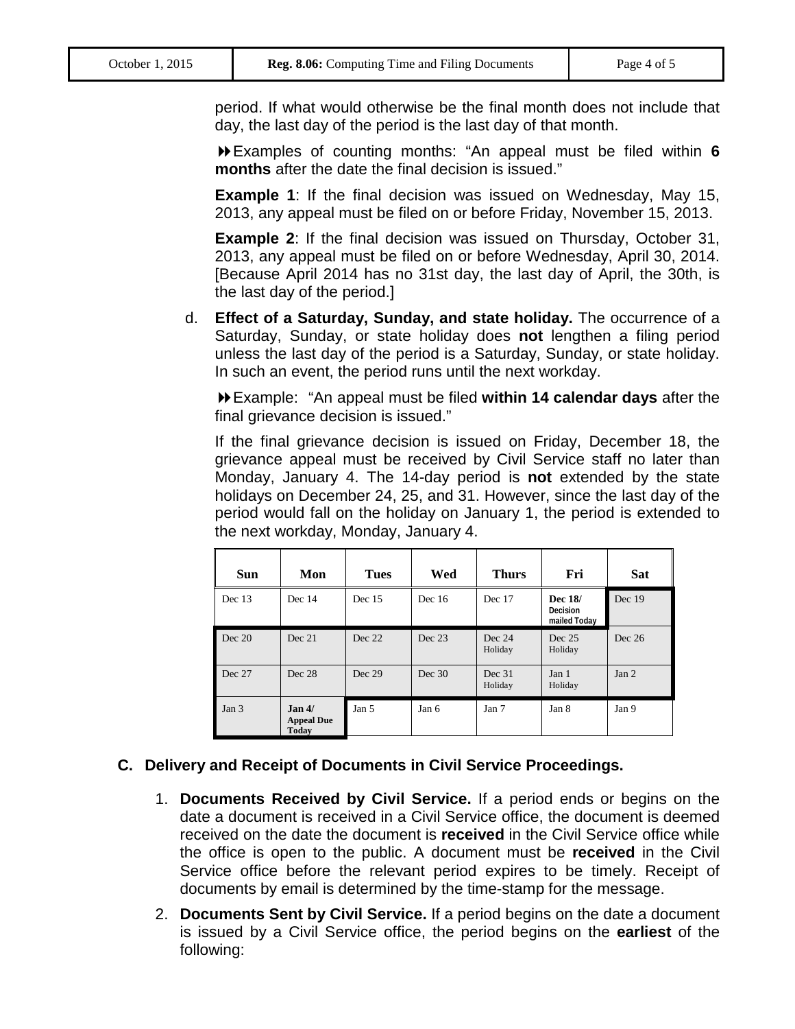period. If what would otherwise be the final month does not include that day, the last day of the period is the last day of that month.

⏩Examples of counting months: "An appeal must be filed within **6 months** after the date the final decision is issued."

**Example 1**: If the final decision was issued on Wednesday, May 15, 2013, any appeal must be filed on or before Friday, November 15, 2013.

**Example 2**: If the final decision was issued on Thursday, October 31, 2013, any appeal must be filed on or before Wednesday, April 30, 2014. [Because April 2014 has no 31st day, the last day of April, the 30th, is the last day of the period.]

d. **Effect of a Saturday, Sunday, and state holiday.** The occurrence of a Saturday, Sunday, or state holiday does **not** lengthen a filing period unless the last day of the period is a Saturday, Sunday, or state holiday. In such an event, the period runs until the next workday.

⏩Example: "An appeal must be filed **within 14 calendar days** after the final grievance decision is issued."

If the final grievance decision is issued on Friday, December 18, the grievance appeal must be received by Civil Service staff no later than Monday, January 4. The 14-day period is **not** extended by the state holidays on December 24, 25, and 31. However, since the last day of the period would fall on the holiday on January 1, the period is extended to the next workday, Monday, January 4.

| Sun | Mon | Tues | Wed | Thurs | Fri | Sat |
|---|---|---|---|---|---|---|
| Dec 13 | Dec 14 | Dec 15 | Dec 16 | Dec 17 | **Dec 18/ Decision mailed Today** | Dec 19 |
| Dec 20 | Dec 21 | Dec 22 | Dec 23 | Dec 24 Holiday | Dec 25 Holiday | Dec 26 |
| Dec 27 | Dec 28 | Dec 29 | Dec 30 | Dec 31 Holiday | Jan 1 Holiday | Jan 2 |
| Jan 3 | **Jan 4/ Appeal Due Today** | Jan 5 | Jan 6 | Jan 7 | Jan 8 | Jan 9 |

## C. Delivery and Receipt of Documents in Civil Service Proceedings.

1. **Documents Received by Civil Service.** If a period ends or begins on the date a document is received in a Civil Service office, the document is deemed received on the date the document is **received** in the Civil Service office while the office is open to the public. A document must be **received** in the Civil Service office before the relevant period expires to be timely. Receipt of documents by email is determined by the time-stamp for the message.

2. **Documents Sent by Civil Service.** If a period begins on the date a document is issued by a Civil Service office, the period begins on the **earliest** of the following: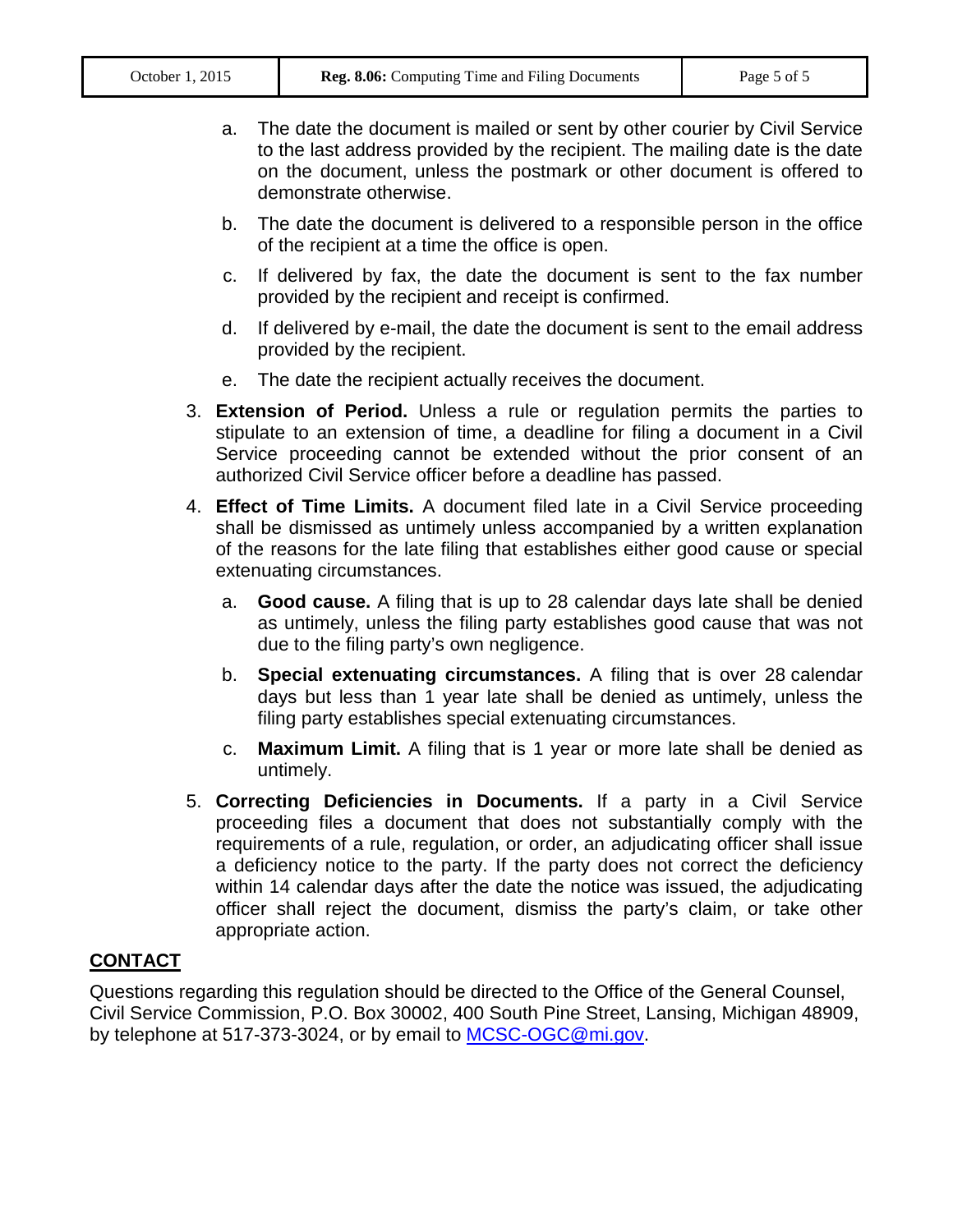a. The date the document is mailed or sent by other courier by Civil Service to the last address provided by the recipient. The mailing date is the date on the document, unless the postmark or other document is offered to demonstrate otherwise.

   b. The date the document is delivered to a responsible person in the office of the recipient at a time the office is open.

   c. If delivered by fax, the date the document is sent to the fax number provided by the recipient and receipt is confirmed.

   d. If delivered by e-mail, the date the document is sent to the email address provided by the recipient.

   e. The date the recipient actually receives the document.

3. **Extension of Period.** Unless a rule or regulation permits the parties to stipulate to an extension of time, a deadline for filing a document in a Civil Service proceeding cannot be extended without the prior consent of an authorized Civil Service officer before a deadline has passed.

4. **Effect of Time Limits.** A document filed late in a Civil Service proceeding shall be dismissed as untimely unless accompanied by a written explanation of the reasons for the late filing that establishes either good cause or special extenuating circumstances.

   a. **Good cause.** A filing that is up to 28 calendar days late shall be denied as untimely, unless the filing party establishes good cause that was not due to the filing party's own negligence.

   b. **Special extenuating circumstances.** A filing that is over 28 calendar days but less than 1 year late shall be denied as untimely, unless the filing party establishes special extenuating circumstances.

   c. **Maximum Limit.** A filing that is 1 year or more late shall be denied as untimely.

5. **Correcting Deficiencies in Documents.** If a party in a Civil Service proceeding files a document that does not substantially comply with the requirements of a rule, regulation, or order, an adjudicating officer shall issue a deficiency notice to the party. If the party does not correct the deficiency within 14 calendar days after the date the notice was issued, the adjudicating officer shall reject the document, dismiss the party's claim, or take other appropriate action.

## CONTACT

Questions regarding this regulation should be directed to the Office of the General Counsel, Civil Service Commission, P.O. Box 30002, 400 South Pine Street, Lansing, Michigan 48909, by telephone at 517-373-3024, or by email to MCSC-OGC@mi.gov.